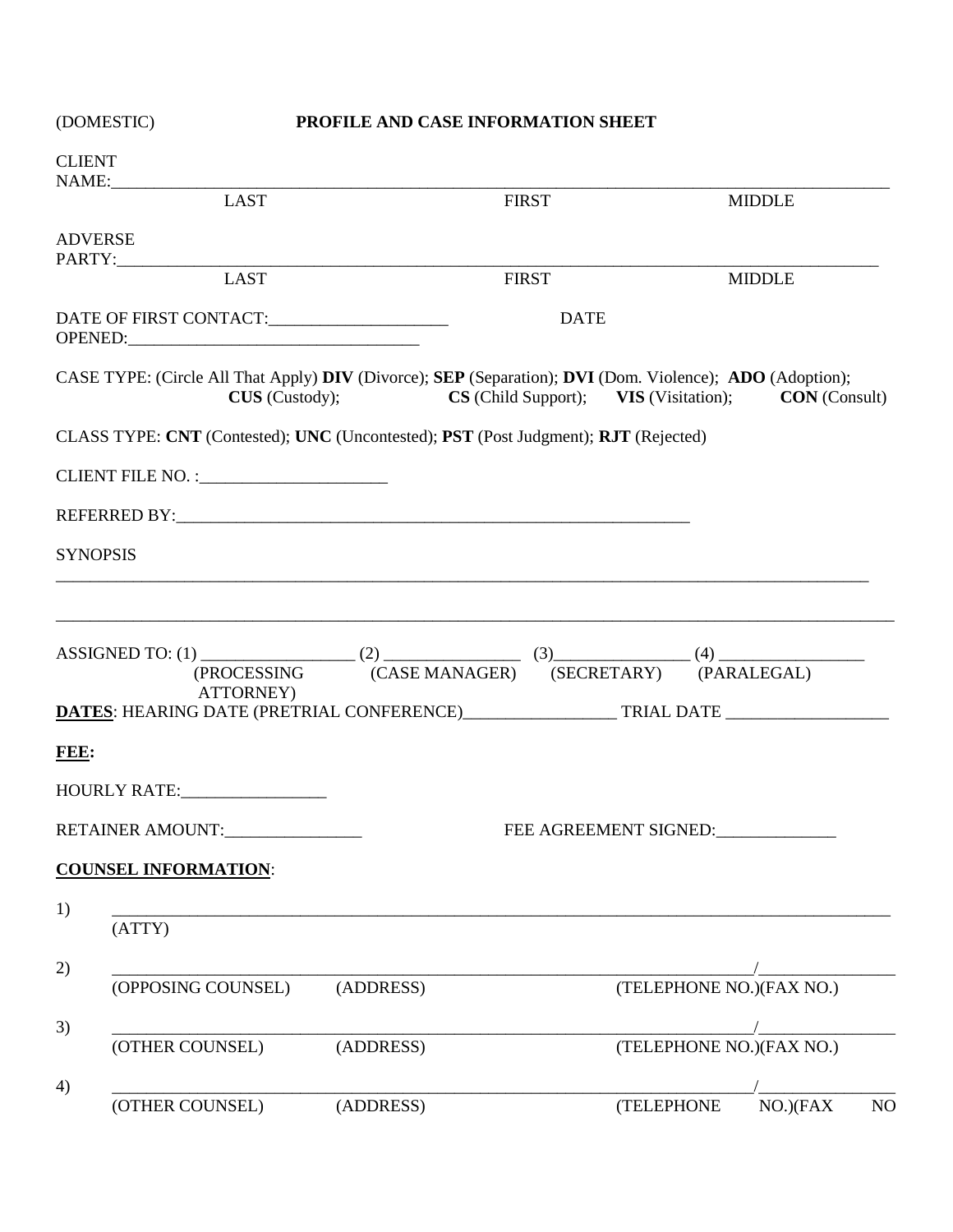(DOMESTIC) **PROFILE AND CASE INFORMATION SHEET**

CLIENT NAME:___________________________________________________________________________

LAST FIRST MIDDLE

ADVERSE PARTY:___________________________________________________________________________

LAST FIRST MIDDLE

DATE OF FIRST CONTACT:_____________________ DATE OPENED:___________________________________

CASE TYPE: (Circle All That Apply) **DIV** (Divorce); **SEP** (Separation); **DVI** (Dom. Violence); **ADO** (Adoption); **CUS** (Custody); **CS** (Child Support); **VIS** (Visitation); **CON** (Consult)

CLASS TYPE: **CNT** (Contested); **UNC** (Uncontested); **PST** (Post Judgment); **RJT** (Rejected)

CLIENT FILE NO. :______________________

REFERRED BY:_______________________________________________________________

SYNOPSIS

_____________________________________________________________________________________________

_____________________________________________________________________________________________

ASSIGNED TO: (1) __________________ (2) ________________ (3)________________ (4) _________________

(PROCESSING ATTORNEY) (CASE MANAGER) (SECRETARY) (PARALEGAL)

**DATES**: HEARING DATE (PRETRIAL CONFERENCE)_________________ TRIAL DATE ___________________

**FEE:**

HOURLY RATE:_________________

RETAINER AMOUNT:________________ FEE AGREEMENT SIGNED:______________

**COUNSEL INFORMATION**:

1) _____________________________________________________________________________________

(ATTY)

2) ________________________________________________________________________/________________

(OPPOSING COUNSEL) (ADDRESS) (TELEPHONE NO.)(FAX NO.)

3) ________________________________________________________________________/________________

(OTHER COUNSEL) (ADDRESS) (TELEPHONE NO.)(FAX NO.)

4) ________________________________________________________________________/________________

(OTHER COUNSEL) (ADDRESS) (TELEPHONE NO.)(FAX NO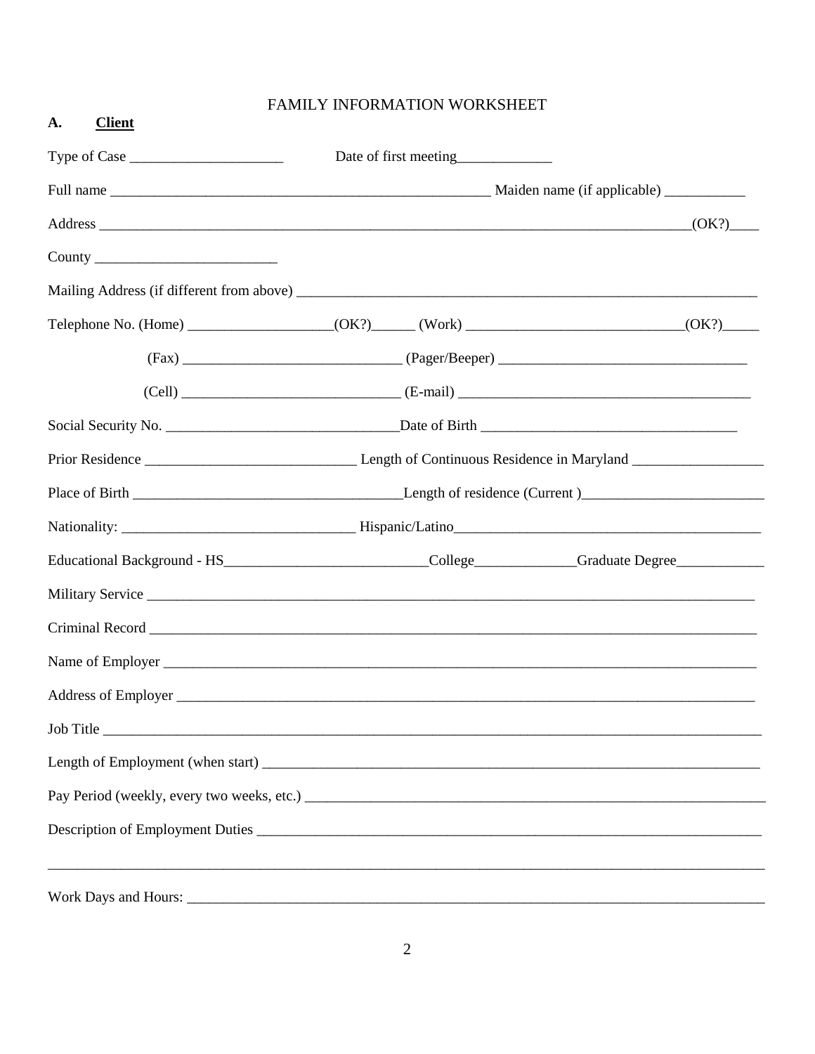FAMILY INFORMATION WORKSHEET

**A. Client**

Type of Case ____________________ Date of first meeting____________

Full name ________________________________________________ Maiden name (if applicable) __________

Address ___________________________________________________________________________(OK?)____

County _______________________

Mailing Address (if different from above) ___________________________________________________________

Telephone No. (Home) __________________(OK?)______ (Work) ___________________________(OK?)_____

(Fax) ___________________________ (Pager/Beeper) ______________________________

(Cell) ___________________________ (E-mail) ____________________________________

Social Security No. _____________________________Date of Birth ________________________________

Prior Residence __________________________ Length of Continuous Residence in Maryland ________________

Place of Birth ___________________________________Length of residence (Current )______________________

Nationality: _____________________________ Hispanic/Latino________________________________________

Educational Background - HS__________________________College_____________Graduate Degree___________

Military Service ______________________________________________________________________________

Criminal Record ______________________________________________________________________________

Name of Employer ____________________________________________________________________________

Address of Employer __________________________________________________________________________

Job Title ____________________________________________________________________________________

Length of Employment (when start) ______________________________________________________________

Pay Period (weekly, every two weeks, etc.) ________________________________________________________

Description of Employment Duties _______________________________________________________________

_____________________________________________________________________________________________

Work Days and Hours: _________________________________________________________________________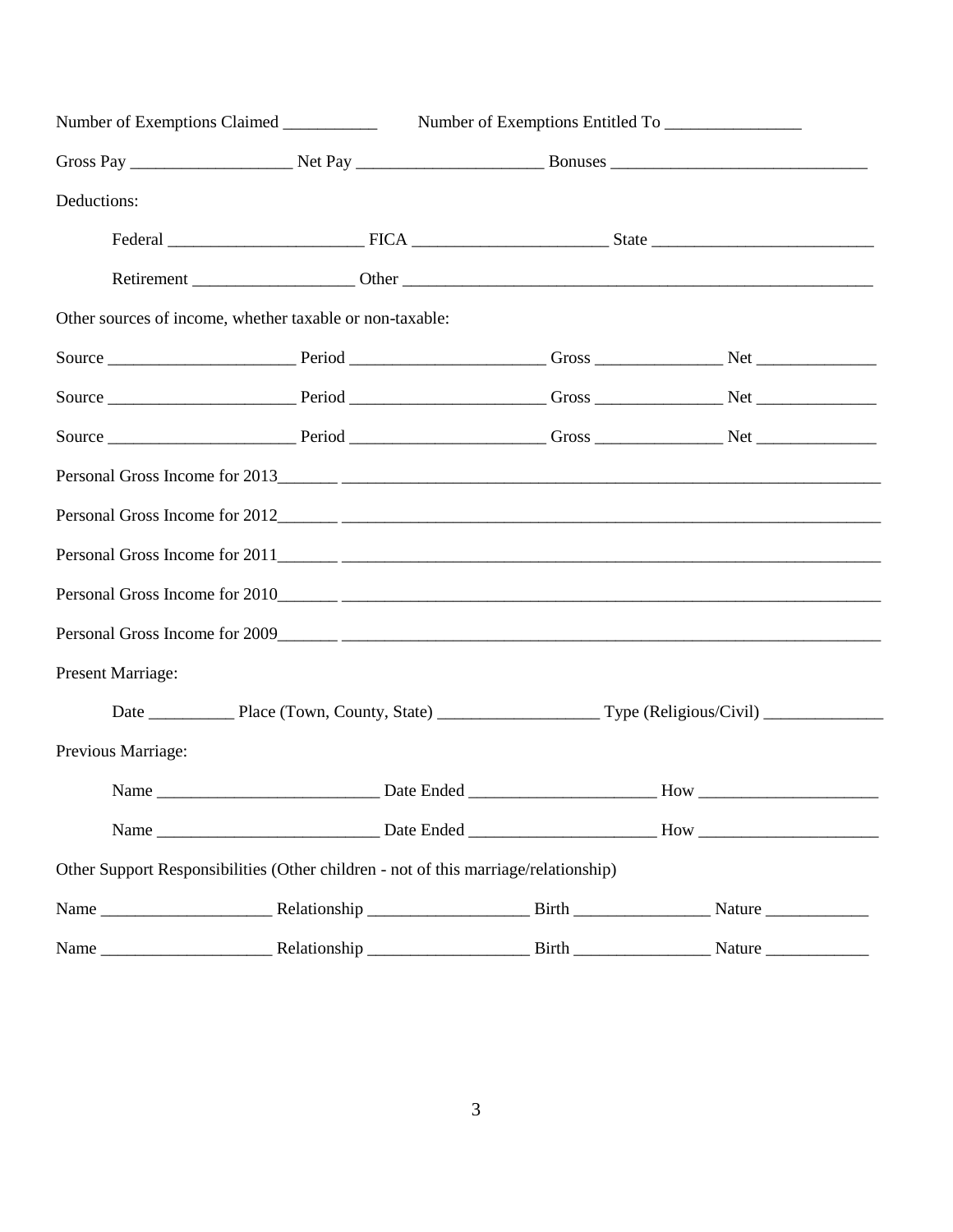Number of Exemptions Claimed ___________ Number of Exemptions Entitled To ________________

Gross Pay ___________________ Net Pay ______________________ Bonuses ______________________________

Deductions:

Federal _______________________ FICA _______________________ State __________________________

Retirement ___________________ Other _________________________________________________________

Other sources of income, whether taxable or non-taxable:

Source ______________________ Period _______________________ Gross _______________ Net ______________

Source ______________________ Period _______________________ Gross _______________ Net ______________

Source ______________________ Period _______________________ Gross _______________ Net ______________

Personal Gross Income for 2013_______ ____________________________________________________________________

Personal Gross Income for 2012_______ ____________________________________________________________________

Personal Gross Income for 2011_______ ____________________________________________________________________

Personal Gross Income for 2010_______ ____________________________________________________________________

Personal Gross Income for 2009_______ ____________________________________________________________________

Present Marriage:

Date __________ Place (Town, County, State) ___________________ Type (Religious/Civil) ______________

Previous Marriage:

Name __________________________ Date Ended ______________________ How _____________________

Name __________________________ Date Ended ______________________ How _____________________

Other Support Responsibilities (Other children - not of this marriage/relationship)

Name ____________________ Relationship ___________________ Birth ________________ Nature ____________

Name ____________________ Relationship ___________________ Birth ________________ Nature ____________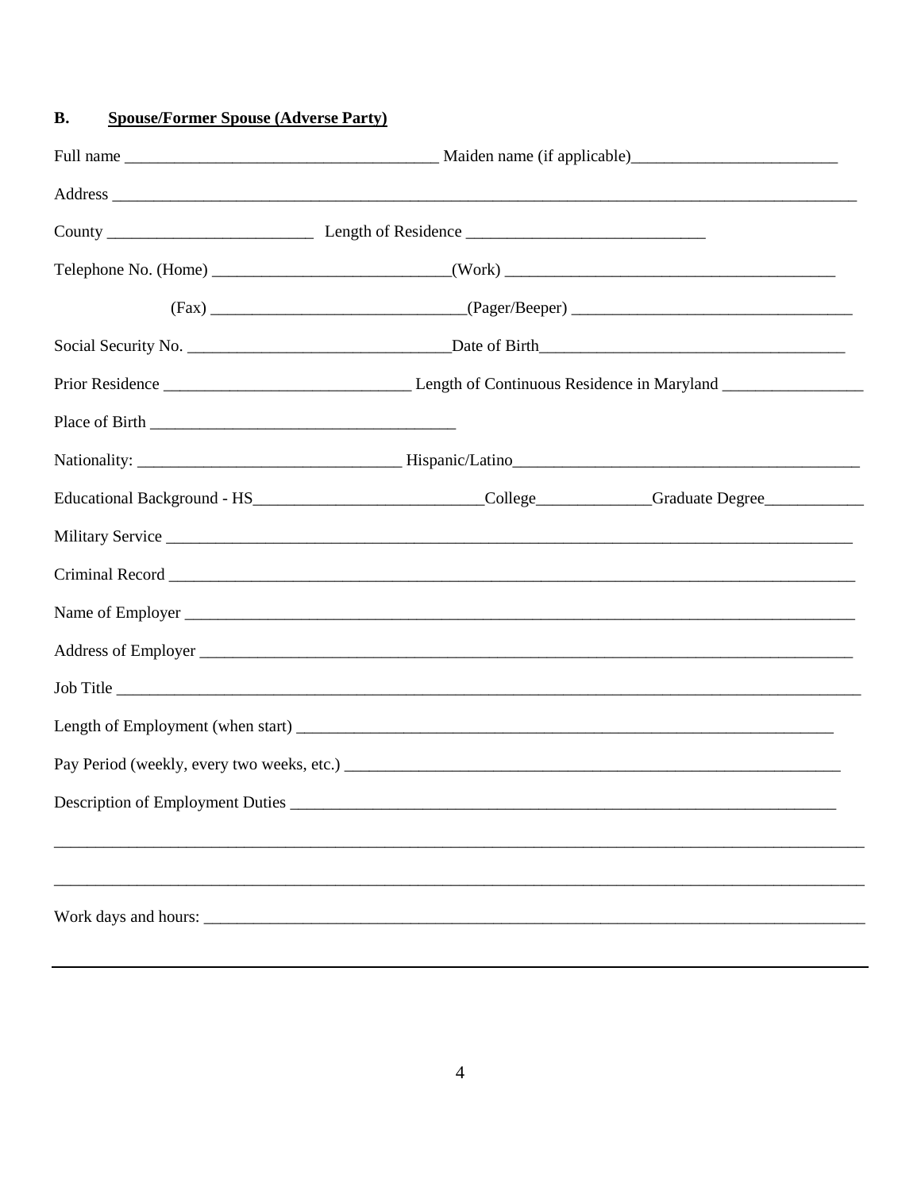## B. **Spouse/Former Spouse (Adverse Party)**

Full name _____________________________________ Maiden name (if applicable)_________________________

Address ________________________________________________________________________________________

County _________________________ Length of Residence _____________________________

Telephone No. (Home) ____________________________(Work) ________________________________________

(Fax) ______________________________(Pager/Beeper) __________________________________

Social Security No. ________________________________Date of Birth_____________________________________

Prior Residence _____________________________ Length of Continuous Residence in Maryland _________________

Place of Birth ____________________________________

Nationality: _______________________________ Hispanic/Latino___________________________________________

Educational Background - HS___________________________College_____________Graduate Degree____________

Military Service _____________________________________________________________________________________

Criminal Record _____________________________________________________________________________________

Name of Employer ___________________________________________________________________________________

Address of Employer _________________________________________________________________________________

Job Title ___________________________________________________________________________________________

Length of Employment (when start) ______________________________________________________________________

Pay Period (weekly, every two weeks, etc.) _______________________________________________________________

Description of Employment Duties ______________________________________________________________________

_____________________________________________________________________________________________________

_____________________________________________________________________________________________________

Work days and hours: _________________________________________________________________________________

---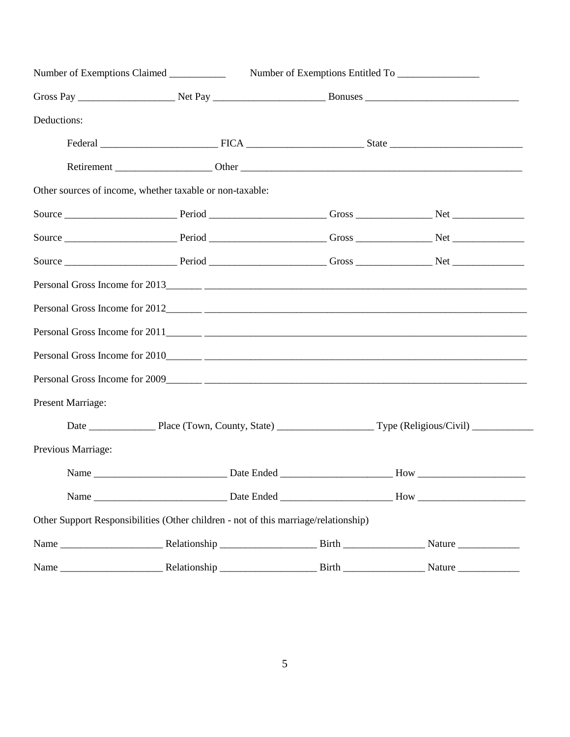Number of Exemptions Claimed ___________ Number of Exemptions Entitled To ________________

Gross Pay ___________________ Net Pay ______________________ Bonuses ______________________________

Deductions:

Federal _______________________ FICA _______________________ State __________________________

Retirement ___________________ Other _________________________________________________________

Other sources of income, whether taxable or non-taxable:

Source ______________________ Period ______________________ Gross _______________ Net ______________

Source ______________________ Period ______________________ Gross _______________ Net ______________

Source ______________________ Period ______________________ Gross _______________ Net ______________

Personal Gross Income for 2013_______ ____________________________________________________________

Personal Gross Income for 2012_______ ____________________________________________________________

Personal Gross Income for 2011_______ ____________________________________________________________

Personal Gross Income for 2010_______ ____________________________________________________________

Personal Gross Income for 2009_______ ____________________________________________________________

Present Marriage:

Date _____________ Place (Town, County, State) ___________________ Type (Religious/Civil) ____________

Previous Marriage:

Name __________________________ Date Ended ______________________ How _____________________

Name __________________________ Date Ended ______________________ How _____________________

Other Support Responsibilities (Other children - not of this marriage/relationship)

Name ____________________ Relationship ___________________ Birth ________________ Nature ____________

Name ____________________ Relationship ___________________ Birth ________________ Nature ____________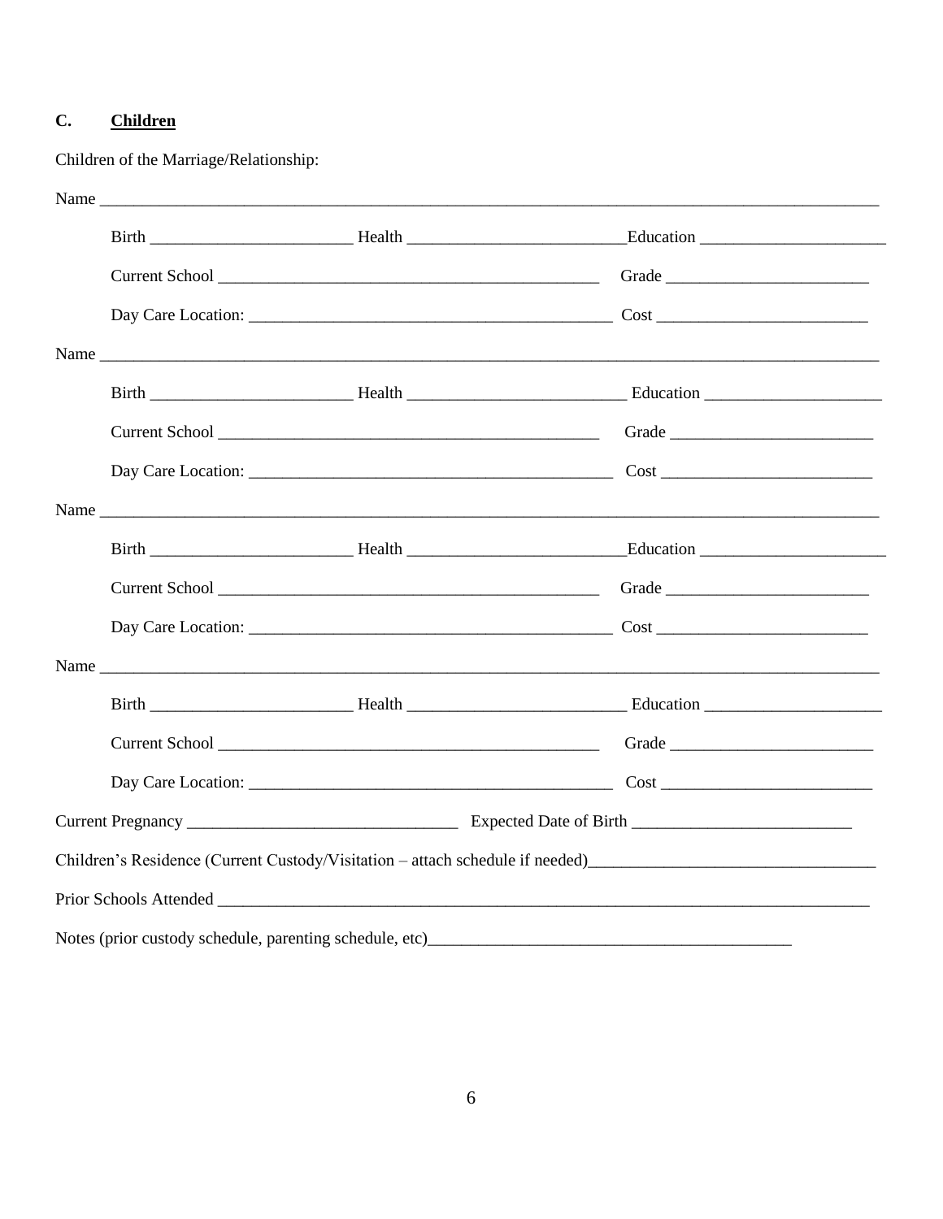## C. **Children**

Children of the Marriage/Relationship:

Name ____________________________________________________________________________________

Birth ________________________ Health __________________________ Education ______________________

Current School ______________________________________________ Grade ________________________

Day Care Location: ____________________________________________ Cost _________________________

Name ____________________________________________________________________________________

Birth ________________________ Health __________________________ Education _____________________

Current School ______________________________________________ Grade ________________________

Day Care Location: ____________________________________________ Cost _________________________

Name ____________________________________________________________________________________

Birth ________________________ Health __________________________ Education ______________________

Current School ______________________________________________ Grade ________________________

Day Care Location: ____________________________________________ Cost _________________________

Name ____________________________________________________________________________________

Birth ________________________ Health __________________________ Education _____________________

Current School ______________________________________________ Grade ________________________

Day Care Location: ____________________________________________ Cost _________________________

Current Pregnancy ________________________________ Expected Date of Birth __________________________

Children's Residence (Current Custody/Visitation – attach schedule if needed)__________________________________

Prior Schools Attended ________________________________________________________________________

Notes (prior custody schedule, parenting schedule, etc)___________________________________________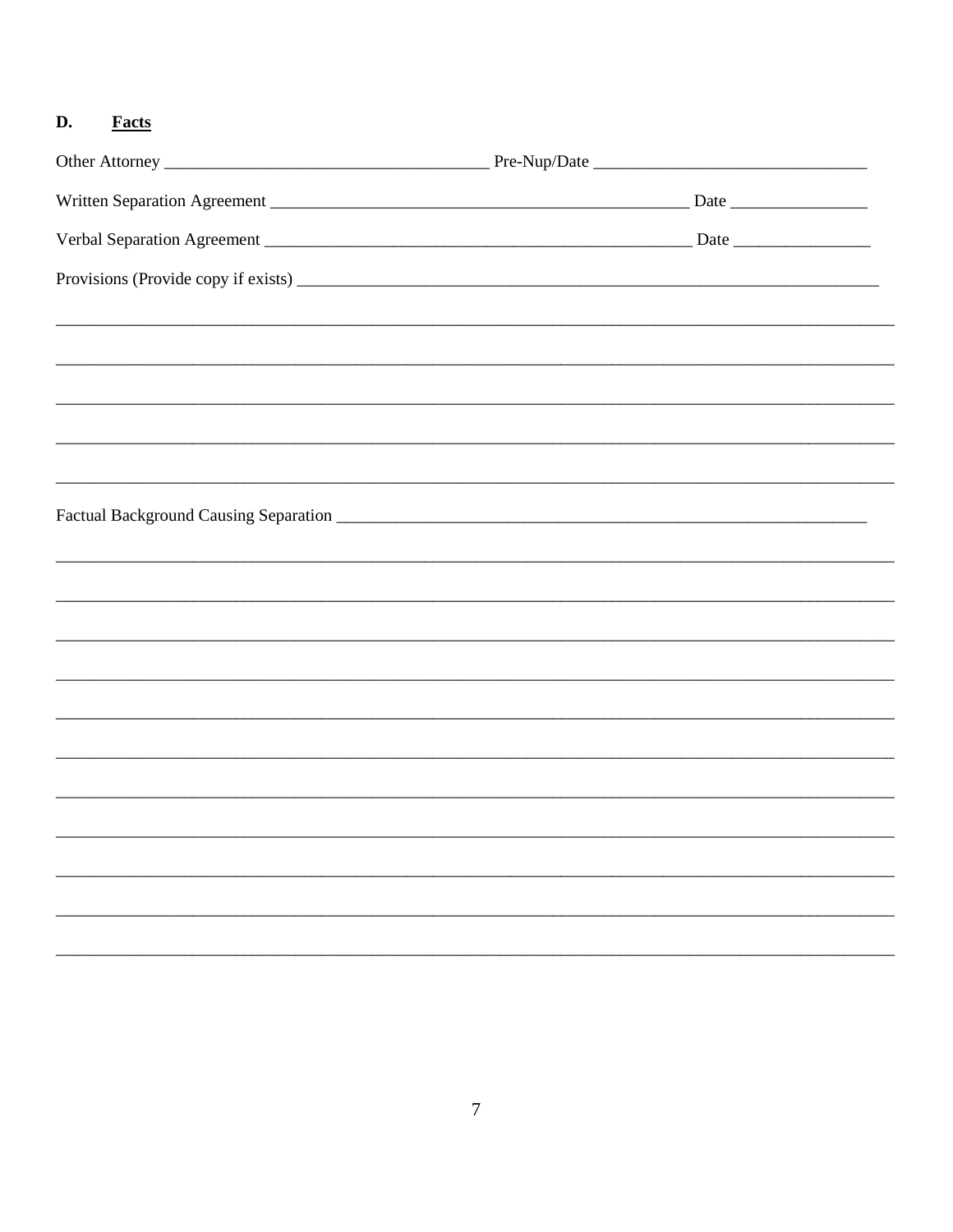## D. **Facts**

Other Attorney ______________________________________ Pre-Nup/Date ________________________________

Written Separation Agreement __________________________________________________ Date ________________

Verbal Separation Agreement ___________________________________________________ Date ________________

Provisions (Provide copy if exists) ______________________________________________________________________

_______________________________________________________________________________________________

_______________________________________________________________________________________________

_______________________________________________________________________________________________

_______________________________________________________________________________________________

_______________________________________________________________________________________________

Factual Background Causing Separation _________________________________________________________________

_______________________________________________________________________________________________

_______________________________________________________________________________________________

_______________________________________________________________________________________________

_______________________________________________________________________________________________

_______________________________________________________________________________________________

_______________________________________________________________________________________________

_______________________________________________________________________________________________

_______________________________________________________________________________________________

_______________________________________________________________________________________________

_______________________________________________________________________________________________

_______________________________________________________________________________________________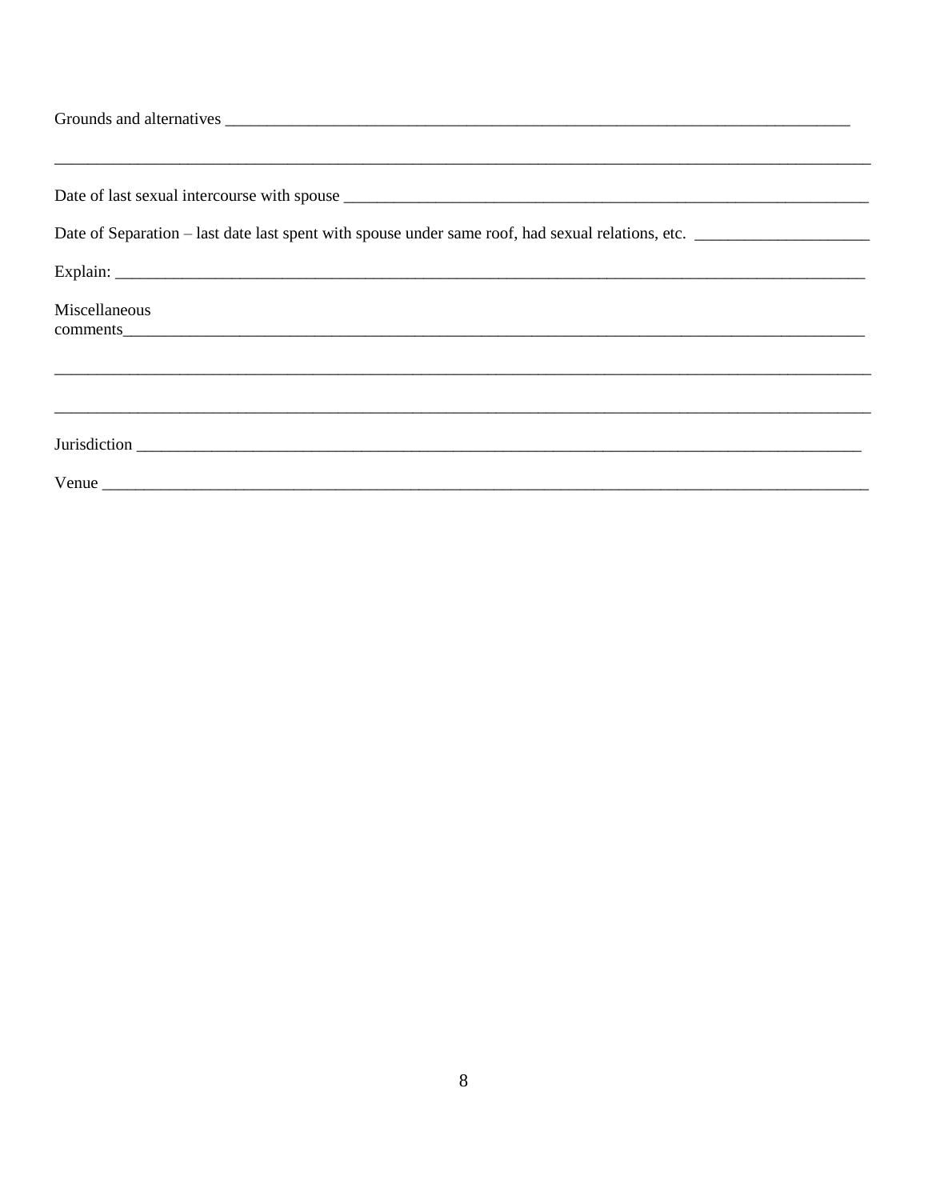Grounds and alternatives ___________________________________________________________________________

_____________________________________________________________________________________________

Date of last sexual intercourse with spouse ______________________________________________________________

Date of Separation – last date last spent with spouse under same roof, had sexual relations, etc. ____________________

Explain: _____________________________________________________________________________________

Miscellaneous comments_____________________________________________________________________________

_____________________________________________________________________________________________

_____________________________________________________________________________________________

Jurisdiction ___________________________________________________________________________________

Venue ________________________________________________________________________________________